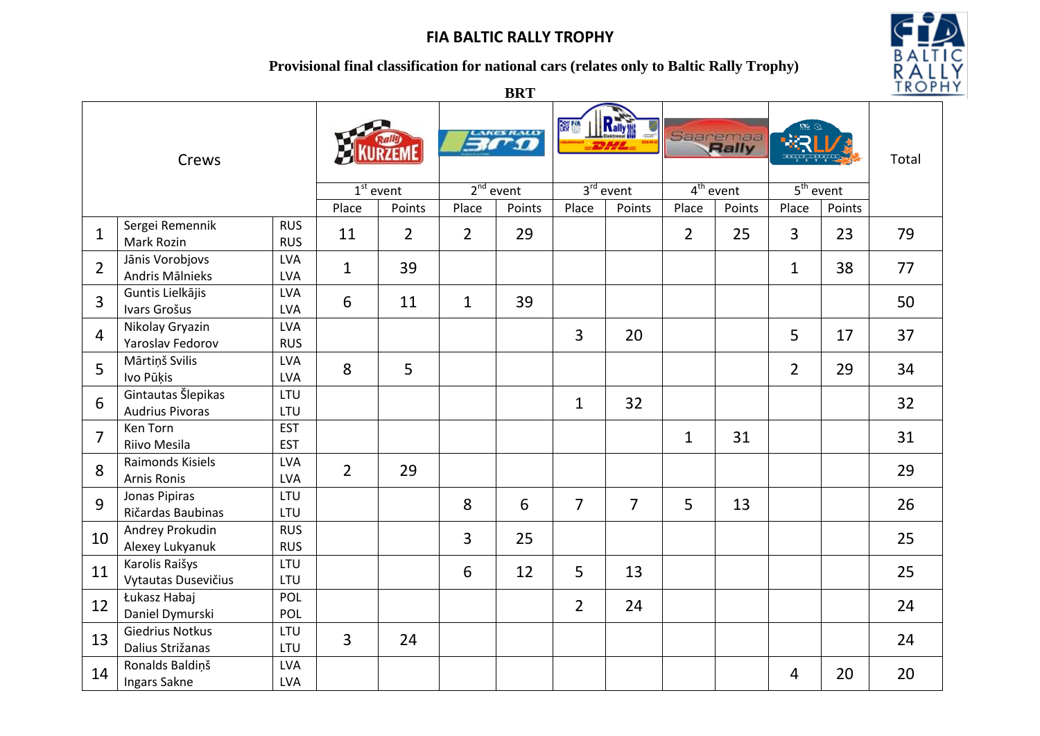# FIA BALTIC RALLY TROPHY

**Provisional final classification for national cars (relates only to Baltic Rally Trophy)**

**BRT**

| Crews | | | 1st event | | 2nd event | | 3rd event | | 4th event | | 5th event | | Total |
|---|---|---|---|---|---|---|---|---|---|---|---|---|---|
| | | | Place | Points | Place | Points | Place | Points | Place | Points | Place | Points | |
| 1 | Sergei Remennik<br>Mark Rozin | RUS<br>RUS | 11 | 2 | 2 | 29 | | | 2 | 25 | 3 | 23 | 79 |
| 2 | Jānis Vorobjovs<br>Andris Mālnieks | LVA<br>LVA | 1 | 39 | | | | | | | 1 | 38 | 77 |
| 3 | Guntis Lielkājis<br>Ivars Grošus | LVA<br>LVA | 6 | 11 | 1 | 39 | | | | | | | 50 |
| 4 | Nikolay Gryazin<br>Yaroslav Fedorov | LVA<br>RUS | | | | | 3 | 20 | | | 5 | 17 | 37 |
| 5 | Mārtiņš Svilis<br>Ivo Pūķis | LVA<br>LVA | 8 | 5 | | | | | | | 2 | 29 | 34 |
| 6 | Gintautas Šlepikas<br>Audrius Pivoras | LTU<br>LTU | | | | | 1 | 32 | | | | | 32 |
| 7 | Ken Torn<br>Riivo Mesila | EST<br>EST | | | | | | | 1 | 31 | | | 31 |
| 8 | Raimonds Kisiels<br>Arnis Ronis | LVA<br>LVA | 2 | 29 | | | | | | | | | 29 |
| 9 | Jonas Pipiras<br>Ričardas Baubinas | LTU<br>LTU | | | 8 | 6 | 7 | 7 | 5 | 13 | | | 26 |
| 10 | Andrey Prokudin<br>Alexey Lukyanuk | RUS<br>RUS | | | 3 | 25 | | | | | | | 25 |
| 11 | Karolis Raišys<br>Vytautas Dusevičius | LTU<br>LTU | | | 6 | 12 | 5 | 13 | | | | | 25 |
| 12 | Łukasz Habaj<br>Daniel Dymurski | POL<br>POL | | | | | 2 | 24 | | | | | 24 |
| 13 | Giedrius Notkus<br>Dalius Strižanas | LTU<br>LTU | 3 | 24 | | | | | | | | | 24 |
| 14 | Ronalds Baldiņš<br>Ingars Sakne | LVA<br>LVA | | | | | | | | | 4 | 20 | 20 |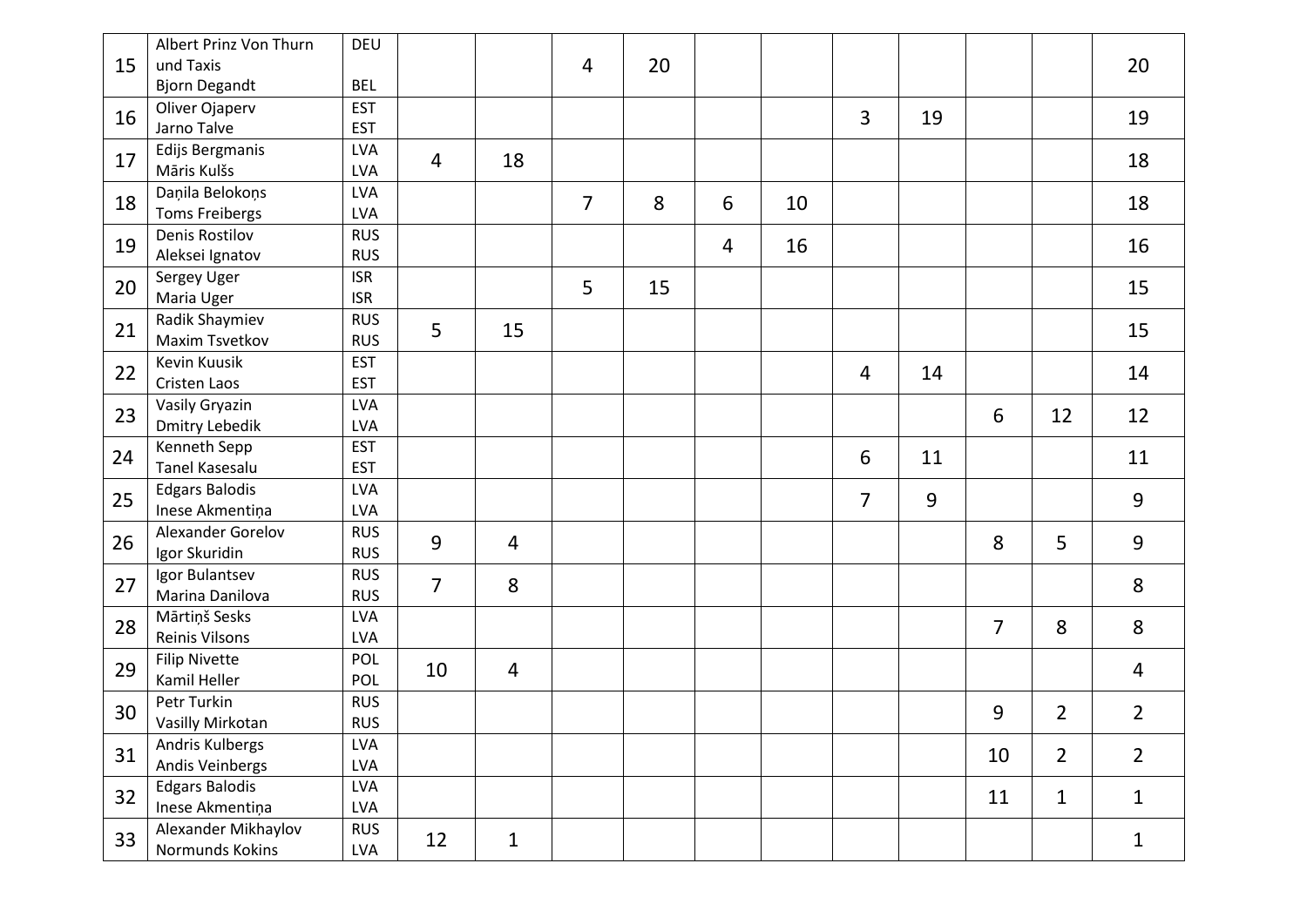| 15 | Albert Prinz Von Thurn und Taxis<br>Bjorn Degandt | DEU<br>BEL | | | 4 | 20 | | | | | | | 20 |
|---|---|---|---|---|---|---|---|---|---|---|---|---|---|
| 16 | Oliver Ojaperv<br>Jarno Talve | EST<br>EST | | | | | | | 3 | 19 | | | 19 |
| 17 | Edijs Bergmanis<br>Māris Kulšs | LVA<br>LVA | 4 | 18 | | | | | | | | | 18 |
| 18 | Daņila Belokoņs<br>Toms Freibergs | LVA<br>LVA | | | 7 | 8 | 6 | 10 | | | | | 18 |
| 19 | Denis Rostilov<br>Aleksei Ignatov | RUS<br>RUS | | | | | 4 | 16 | | | | | 16 |
| 20 | Sergey Uger<br>Maria Uger | ISR<br>ISR | | | 5 | 15 | | | | | | | 15 |
| 21 | Radik Shaymiev<br>Maxim Tsvetkov | RUS<br>RUS | 5 | 15 | | | | | | | | | 15 |
| 22 | Kevin Kuusik<br>Cristen Laos | EST<br>EST | | | | | | | 4 | 14 | | | 14 |
| 23 | Vasily Gryazin<br>Dmitry Lebedik | LVA<br>LVA | | | | | | | | | 6 | 12 | 12 |
| 24 | Kenneth Sepp<br>Tanel Kasesalu | EST<br>EST | | | | | | | 6 | 11 | | | 11 |
| 25 | Edgars Balodis<br>Inese Akmentiņa | LVA<br>LVA | | | | | | | 7 | 9 | | | 9 |
| 26 | Alexander Gorelov<br>Igor Skuridin | RUS<br>RUS | 9 | 4 | | | | | | | 8 | 5 | 9 |
| 27 | Igor Bulantsev<br>Marina Danilova | RUS<br>RUS | 7 | 8 | | | | | | | | | 8 |
| 28 | Mārtiņš Sesks<br>Reinis Vilsons | LVA<br>LVA | | | | | | | | | 7 | 8 | 8 |
| 29 | Filip Nivette<br>Kamil Heller | POL<br>POL | 10 | 4 | | | | | | | | | 4 |
| 30 | Petr Turkin<br>Vasilly Mirkotan | RUS<br>RUS | | | | | | | | | 9 | 2 | 2 |
| 31 | Andris Kulbergs<br>Andis Veinbergs | LVA<br>LVA | | | | | | | | | 10 | 2 | 2 |
| 32 | Edgars Balodis<br>Inese Akmentiņa | LVA<br>LVA | | | | | | | | | 11 | 1 | 1 |
| 33 | Alexander Mikhaylov<br>Normunds Kokins | RUS<br>LVA | 12 | 1 | | | | | | | | | 1 |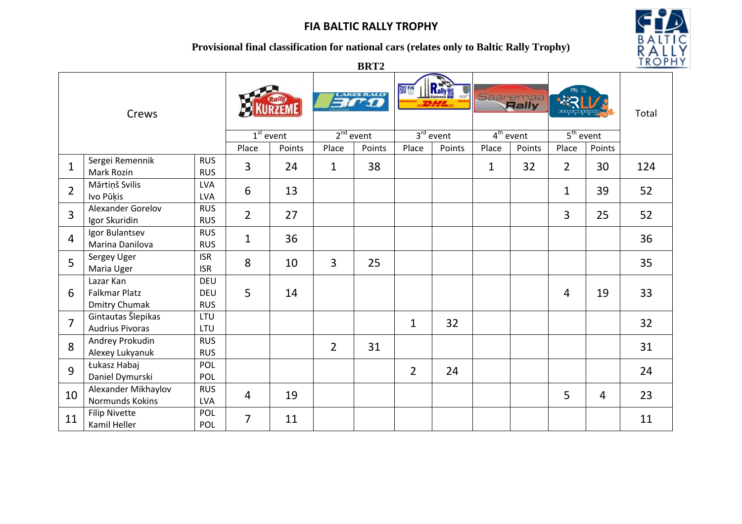## FIA BALTIC RALLY TROPHY

**Provisional final classification for national cars (relates only to Baltic Rally Trophy)**

**BRT2**

| Crews | | | 1st event | | 2nd event | | 3rd event | | 4th event | | 5th event | | Total |
|---|---|---|---|---|---|---|---|---|---|---|---|---|---|
| | | | Place | Points | Place | Points | Place | Points | Place | Points | Place | Points | |
| 1 | Sergei Remennik<br>Mark Rozin | RUS<br>RUS | 3 | 24 | 1 | 38 | | | 1 | 32 | 2 | 30 | 124 |
| 2 | Mārtiņš Svilis<br>Ivo Pūķis | LVA<br>LVA | 6 | 13 | | | | | | | 1 | 39 | 52 |
| 3 | Alexander Gorelov<br>Igor Skuridin | RUS<br>RUS | 2 | 27 | | | | | | | 3 | 25 | 52 |
| 4 | Igor Bulantsev<br>Marina Danilova | RUS<br>RUS | 1 | 36 | | | | | | | | | 36 |
| 5 | Sergey Uger<br>Maria Uger | ISR<br>ISR | 8 | 10 | 3 | 25 | | | | | | | 35 |
| 6 | Lazar Kan<br>Falkmar Platz<br>Dmitry Chumak | DEU<br>DEU<br>RUS | 5 | 14 | | | | | | | 4 | 19 | 33 |
| 7 | Gintautas Šlepikas<br>Audrius Pivoras | LTU<br>LTU | | | | | 1 | 32 | | | | | 32 |
| 8 | Andrey Prokudin<br>Alexey Lukyanuk | RUS<br>RUS | | | 2 | 31 | | | | | | | 31 |
| 9 | Łukasz Habaj<br>Daniel Dymurski | POL<br>POL | | | | | 2 | 24 | | | | | 24 |
| 10 | Alexander Mikhaylov<br>Normunds Kokins | RUS<br>LVA | 4 | 19 | | | | | | | 5 | 4 | 23 |
| 11 | Filip Nivette<br>Kamil Heller | POL<br>POL | 7 | 11 | | | | | | | | | 11 |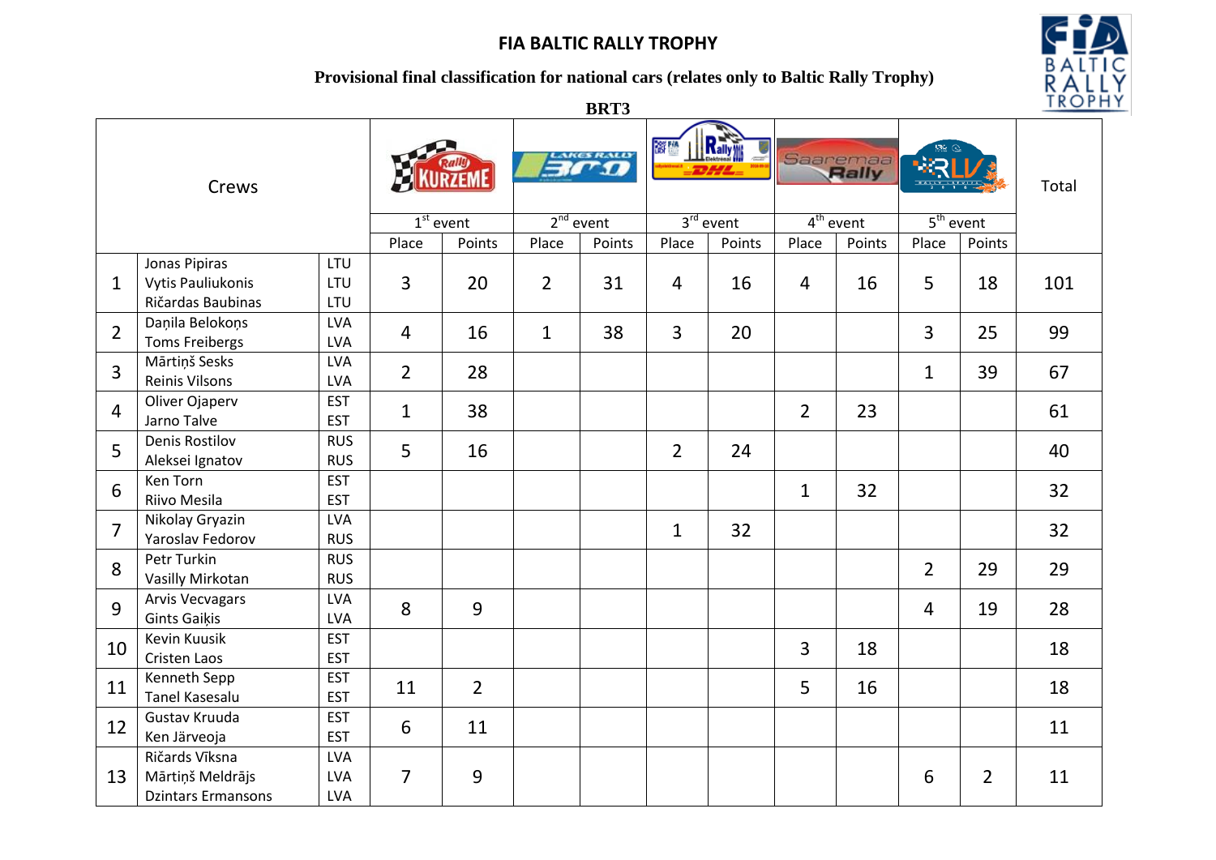## FIA BALTIC RALLY TROPHY

**Provisional final classification for national cars (relates only to Baltic Rally Trophy)**

**BRT3**

| Crews | | | 1st event | | 2nd event | | 3rd event | | 4th event | | 5th event | | Total |
|---|---|---|---|---|---|---|---|---|---|---|---|---|---|
| | | | Place | Points | Place | Points | Place | Points | Place | Points | Place | Points | |
| 1 | Jonas Pipiras<br>Vytis Pauliukonis<br>Ričardas Baubinas | LTU<br>LTU<br>LTU | 3 | 20 | 2 | 31 | 4 | 16 | 4 | 16 | 5 | 18 | 101 |
| 2 | Daņila Belokoņs<br>Toms Freibergs | LVA<br>LVA | 4 | 16 | 1 | 38 | 3 | 20 | | | 3 | 25 | 99 |
| 3 | Mārtiņš Sesks<br>Reinis Vilsons | LVA<br>LVA | 2 | 28 | | | | | | | 1 | 39 | 67 |
| 4 | Oliver Ojaperv<br>Jarno Talve | EST<br>EST | 1 | 38 | | | | | 2 | 23 | | | 61 |
| 5 | Denis Rostilov<br>Aleksei Ignatov | RUS<br>RUS | 5 | 16 | | | 2 | 24 | | | | | 40 |
| 6 | Ken Torn<br>Riivo Mesila | EST<br>EST | | | | | | | 1 | 32 | | | 32 |
| 7 | Nikolay Gryazin<br>Yaroslav Fedorov | LVA<br>RUS | | | | | 1 | 32 | | | | | 32 |
| 8 | Petr Turkin<br>Vasilly Mirkotan | RUS<br>RUS | | | | | | | | | 2 | 29 | 29 |
| 9 | Arvis Vecvagars<br>Gints Gaiķis | LVA<br>LVA | 8 | 9 | | | | | | | 4 | 19 | 28 |
| 10 | Kevin Kuusik<br>Cristen Laos | EST<br>EST | | | | | | | 3 | 18 | | | 18 |
| 11 | Kenneth Sepp<br>Tanel Kasesalu | EST<br>EST | 11 | 2 | | | | | 5 | 16 | | | 18 |
| 12 | Gustav Kruuda<br>Ken Järveoja | EST<br>EST | 6 | 11 | | | | | | | | | 11 |
| 13 | Ričards Vīksna<br>Mārtiņš Meldrājs<br>Dzintars Ermansons | LVA<br>LVA<br>LVA | 7 | 9 | | | | | | | 6 | 2 | 11 |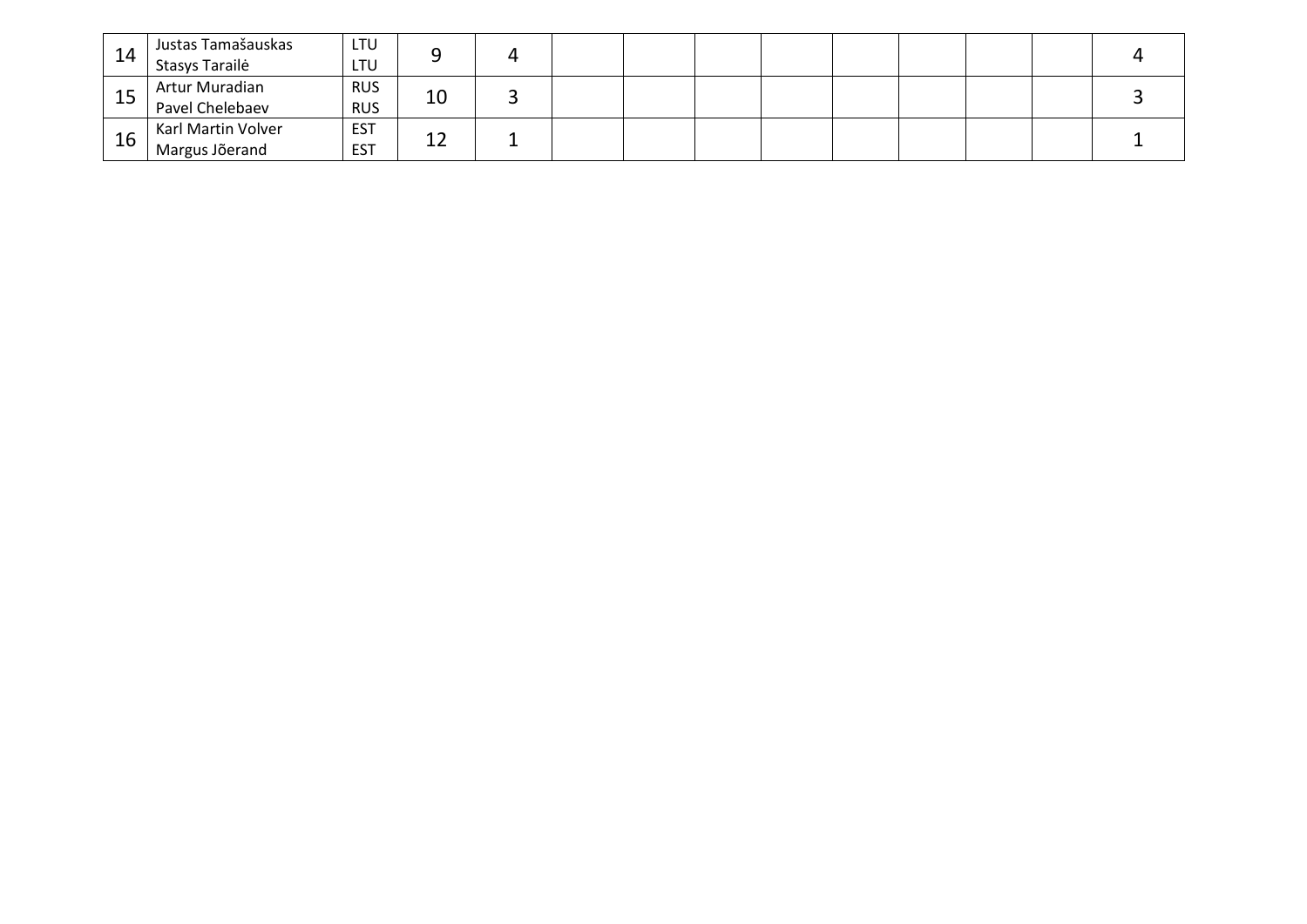| | | | | | | | | | | | | | |
|---|---|---|---|---|---|---|---|---|---|---|---|---|---|
| 14 | Justas Tamašauskas<br>Stasys Tarailė | LTU<br>LTU | 9 | 4 | | | | | | | | | 4 |
| 15 | Artur Muradian<br>Pavel Chelebaev | RUS<br>RUS | 10 | 3 | | | | | | | | | 3 |
| 16 | Karl Martin Volver<br>Margus Jõerand | EST<br>EST | 12 | 1 | | | | | | | | | 1 |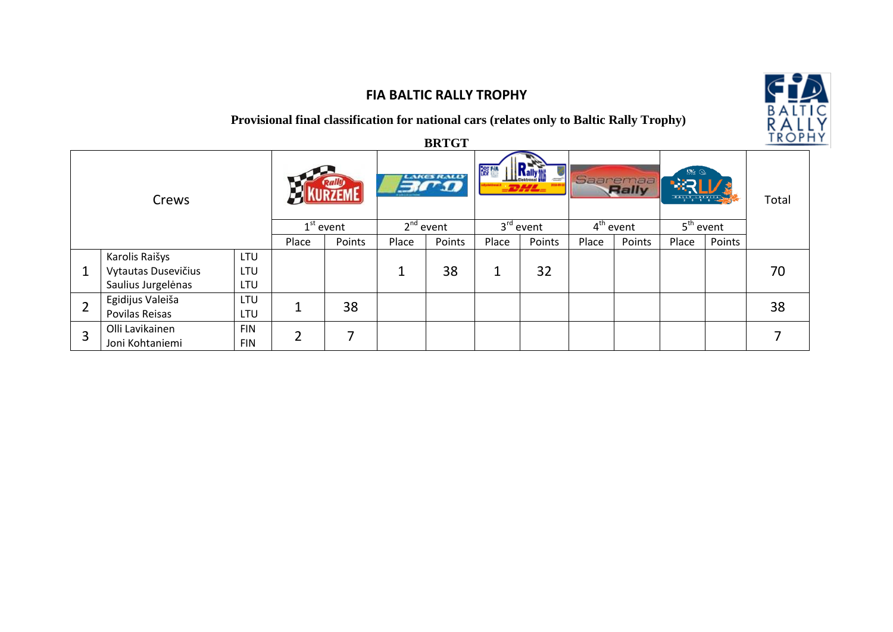## FIA BALTIC RALLY TROPHY

**Provisional final classification for national cars (relates only to Baltic Rally Trophy)**

**BRTGT**

| Crews | | | 1st event | | 2nd event | | 3rd event | | 4th event | | 5th event | | Total |
|---|---|---|---|---|---|---|---|---|---|---|---|---|---|
| | | | Place | Points | Place | Points | Place | Points | Place | Points | Place | Points | |
| 1 | Karolis Raišys<br>Vytautas Dusevičius<br>Saulius Jurgelėnas | LTU<br>LTU<br>LTU | | | 1 | 38 | 1 | 32 | | | | | 70 |
| 2 | Egidijus Valeiša<br>Povilas Reisas | LTU<br>LTU | 1 | 38 | | | | | | | | | 38 |
| 3 | Olli Lavikainen<br>Joni Kohtaniemi | FIN<br>FIN | 2 | 7 | | | | | | | | | 7 |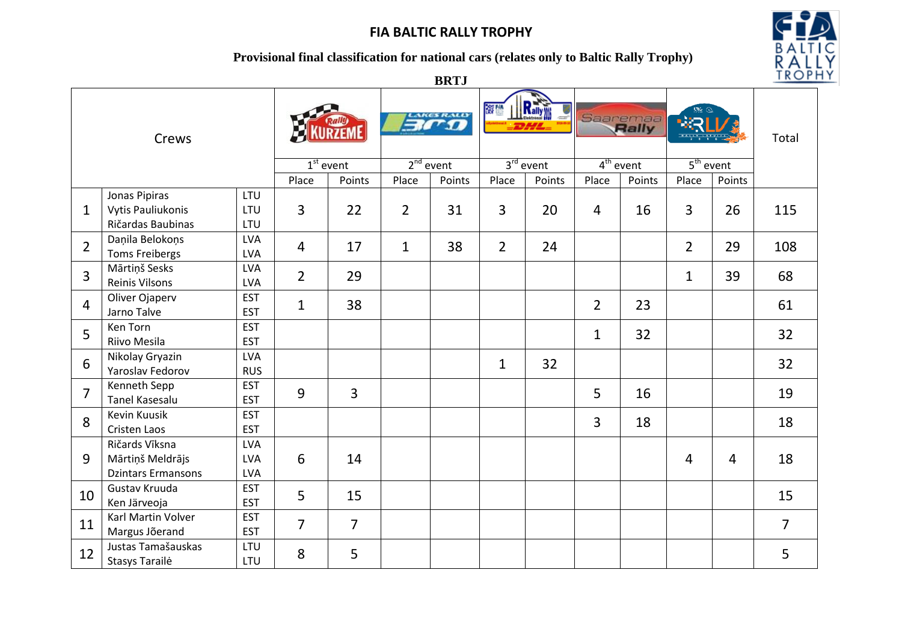# FIA BALTIC RALLY TROPHY

**Provisional final classification for national cars (relates only to Baltic Rally Trophy)**

**BRTJ**

| Crews | | | 1st event | | 2nd event | | 3rd event | | 4th event | | 5th event | | Total |
|---|---|---|---|---|---|---|---|---|---|---|---|---|---|
| | | | Place | Points | Place | Points | Place | Points | Place | Points | Place | Points | |
| 1 | Jonas Pipiras<br>Vytis Pauliukonis<br>Ričardas Baubinas | LTU<br>LTU<br>LTU | 3 | 22 | 2 | 31 | 3 | 20 | 4 | 16 | 3 | 26 | 115 |
| 2 | Daņila Belokoņs<br>Toms Freibergs | LVA<br>LVA | 4 | 17 | 1 | 38 | 2 | 24 | | | 2 | 29 | 108 |
| 3 | Mārtiņš Sesks<br>Reinis Vilsons | LVA<br>LVA | 2 | 29 | | | | | | | 1 | 39 | 68 |
| 4 | Oliver Ojaperv<br>Jarno Talve | EST<br>EST | 1 | 38 | | | | | 2 | 23 | | | 61 |
| 5 | Ken Torn<br>Riivo Mesila | EST<br>EST | | | | | | | 1 | 32 | | | 32 |
| 6 | Nikolay Gryazin<br>Yaroslav Fedorov | LVA<br>RUS | | | | | 1 | 32 | | | | | 32 |
| 7 | Kenneth Sepp<br>Tanel Kasesalu | EST<br>EST | 9 | 3 | | | | | 5 | 16 | | | 19 |
| 8 | Kevin Kuusik<br>Cristen Laos | EST<br>EST | | | | | | | 3 | 18 | | | 18 |
| 9 | Ričards Vīksna<br>Mārtiņš Meldrājs<br>Dzintars Ermansons | LVA<br>LVA<br>LVA | 6 | 14 | | | | | | | 4 | 4 | 18 |
| 10 | Gustav Kruuda<br>Ken Järveoja | EST<br>EST | 5 | 15 | | | | | | | | | 15 |
| 11 | Karl Martin Volver<br>Margus Jõerand | EST<br>EST | 7 | 7 | | | | | | | | | 7 |
| 12 | Justas Tamašauskas<br>Stasys Tarailė | LTU<br>LTU | 8 | 5 | | | | | | | | | 5 |